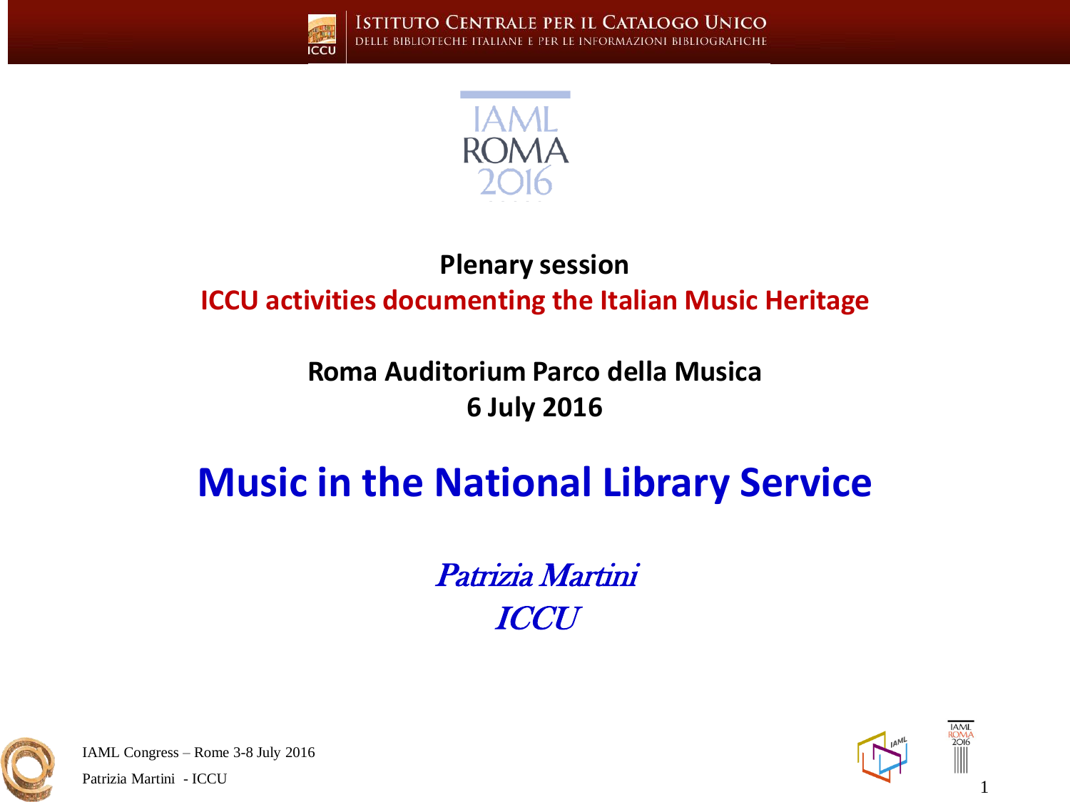Istituto Centrale per il Catalogo Unico delle Biblioteche Italiane e per le Informazioni Bibliografiche

IAML ROMA 2016

**Plenary session**

**ICCU activities documenting the Italian Music Heritage**

**Roma Auditorium Parco della Musica**
**6 July 2016**

# Music in the National Library Service

*Patrizia Martini*
*ICCU*

IAML Congress – Rome 3-8 July 2016
Patrizia Martini - ICCU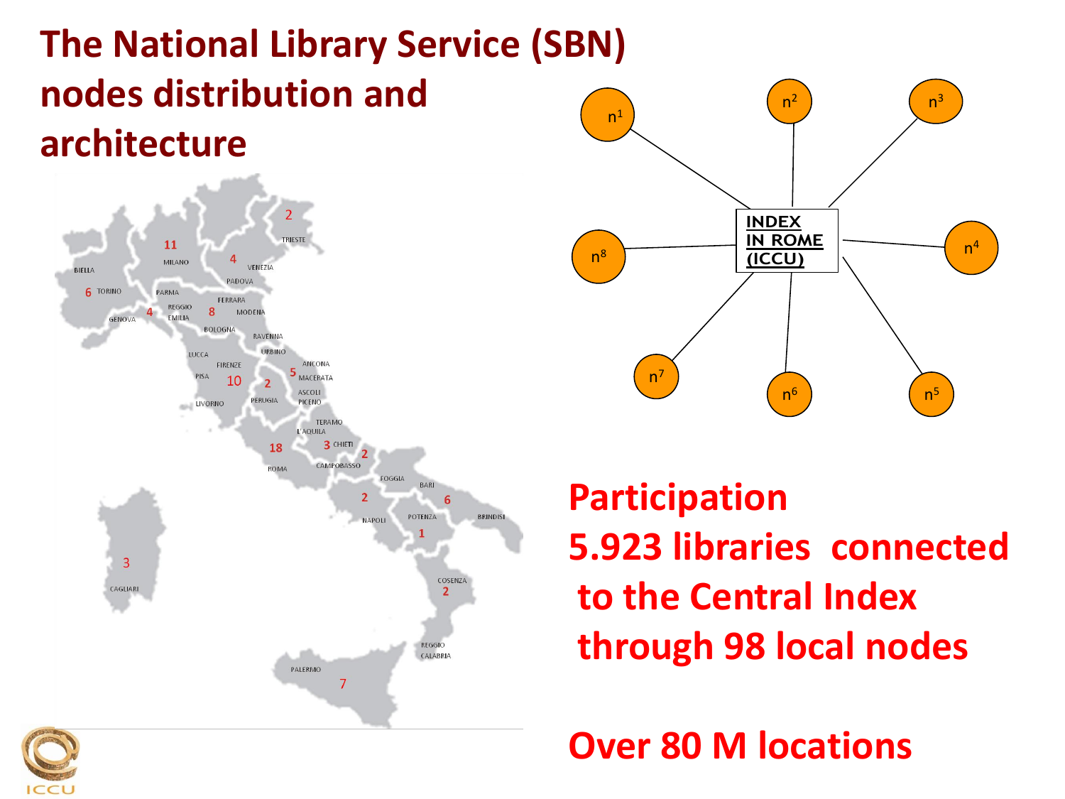# The National Library Service (SBN) nodes distribution and architecture

**Participation**

**5.923 libraries connected to the Central Index through 98 local nodes**

**Over 80 M locations**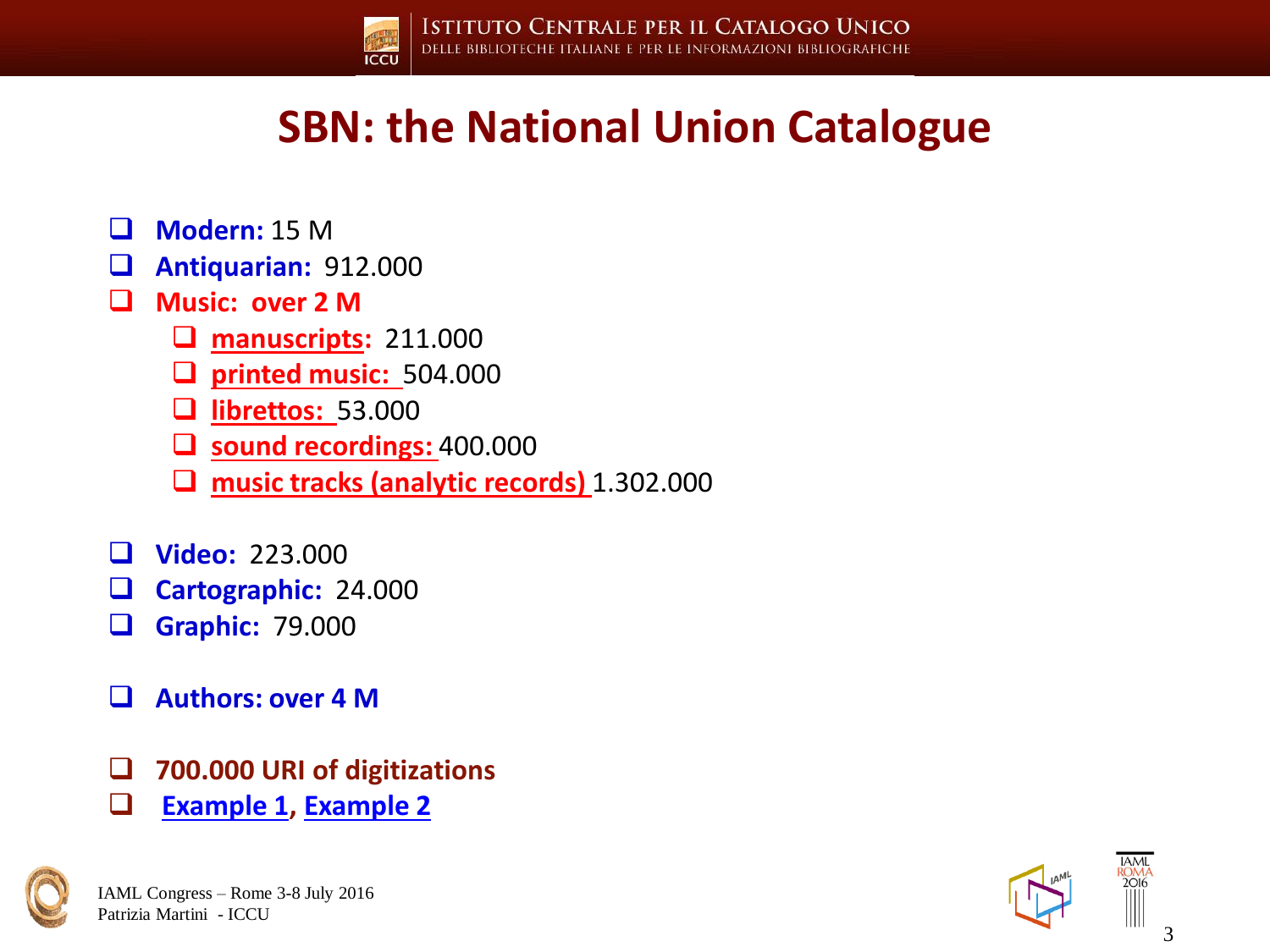# SBN: the National Union Catalogue

- **Modern:** 15 M
- **Antiquarian:** 912.000
- **Music: over 2 M**
  - **manuscripts:** 211.000
  - **printed music:** 504.000
  - **librettos:** 53.000
  - **sound recordings:** 400.000
  - **music tracks (analytic records)** 1.302.000

- **Video:** 223.000
- **Cartographic:** 24.000
- **Graphic:** 79.000

- **Authors: over 4 M**

- **700.000 URI of digitizations**
- **Example 1**, **Example 2**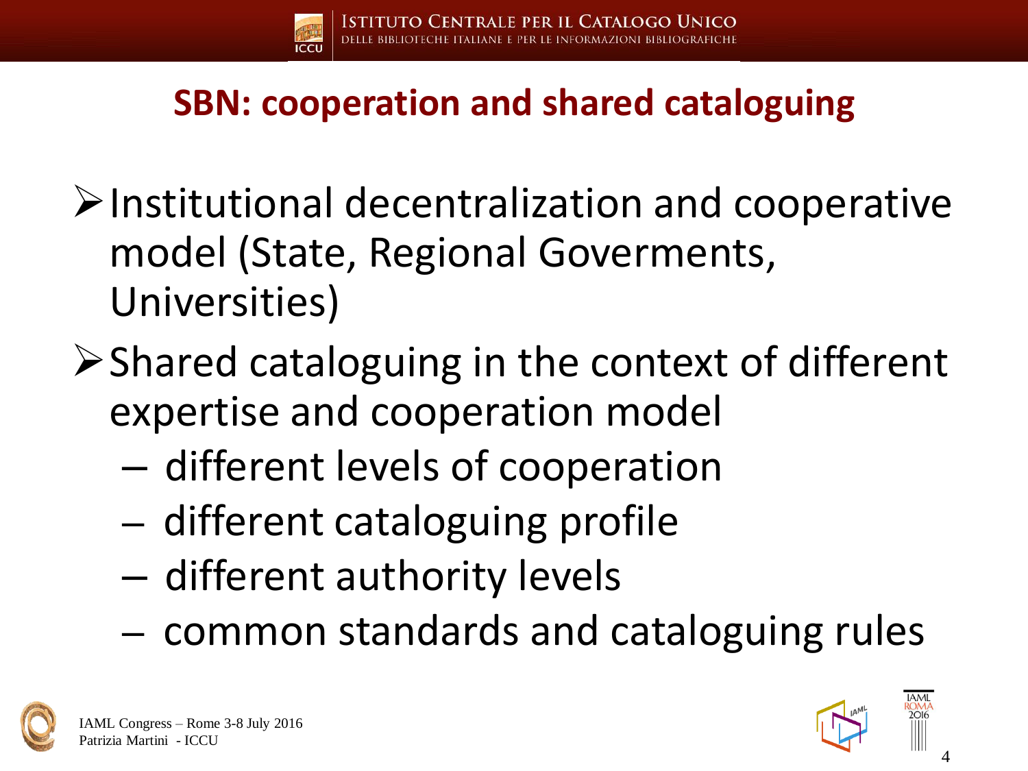## SBN: cooperation and shared cataloguing

- Institutional decentralization and cooperative model (State, Regional Goverments, Universities)
- Shared cataloguing in the context of different expertise and cooperation model
  - different levels of cooperation
  - different cataloguing profile
  - different authority levels
  - common standards and cataloguing rules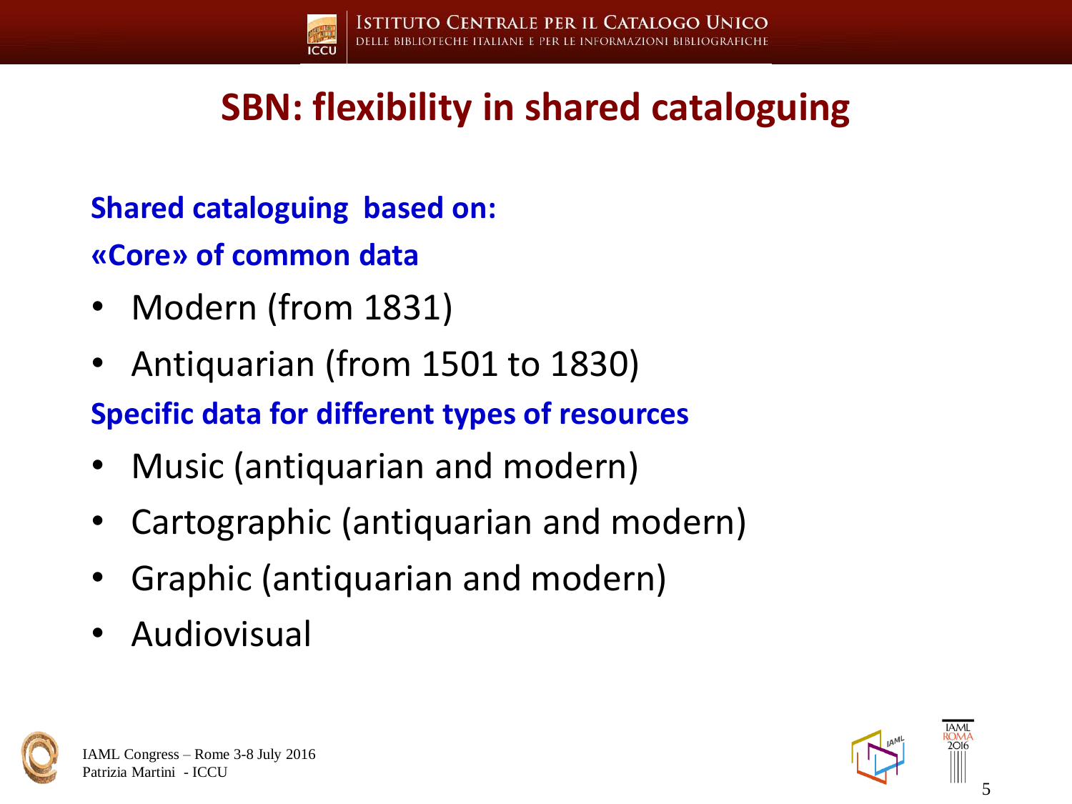# SBN: flexibility in shared cataloguing

**Shared cataloguing based on:**

**«Core» of common data**

- Modern (from 1831)
- Antiquarian (from 1501 to 1830)

**Specific data for different types of resources**

- Music (antiquarian and modern)
- Cartographic (antiquarian and modern)
- Graphic (antiquarian and modern)
- Audiovisual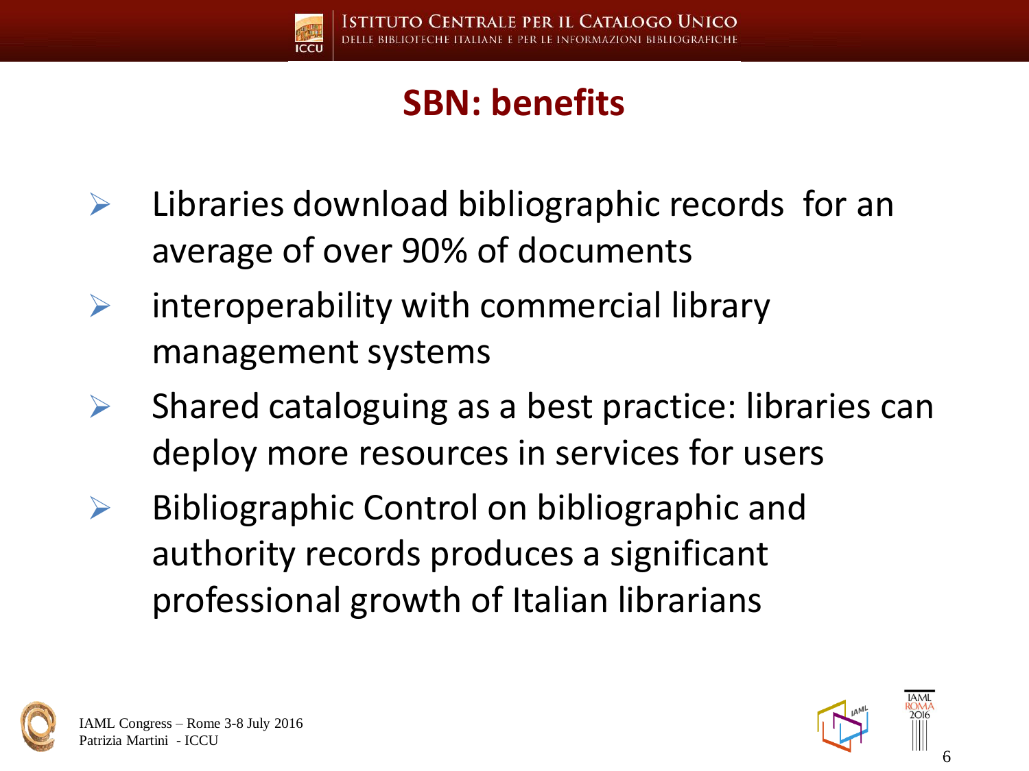## SBN: benefits

- Libraries download bibliographic records for an average of over 90% of documents
- interoperability with commercial library management systems
- Shared cataloguing as a best practice: libraries can deploy more resources in services for users
- Bibliographic Control on bibliographic and authority records produces a significant professional growth of Italian librarians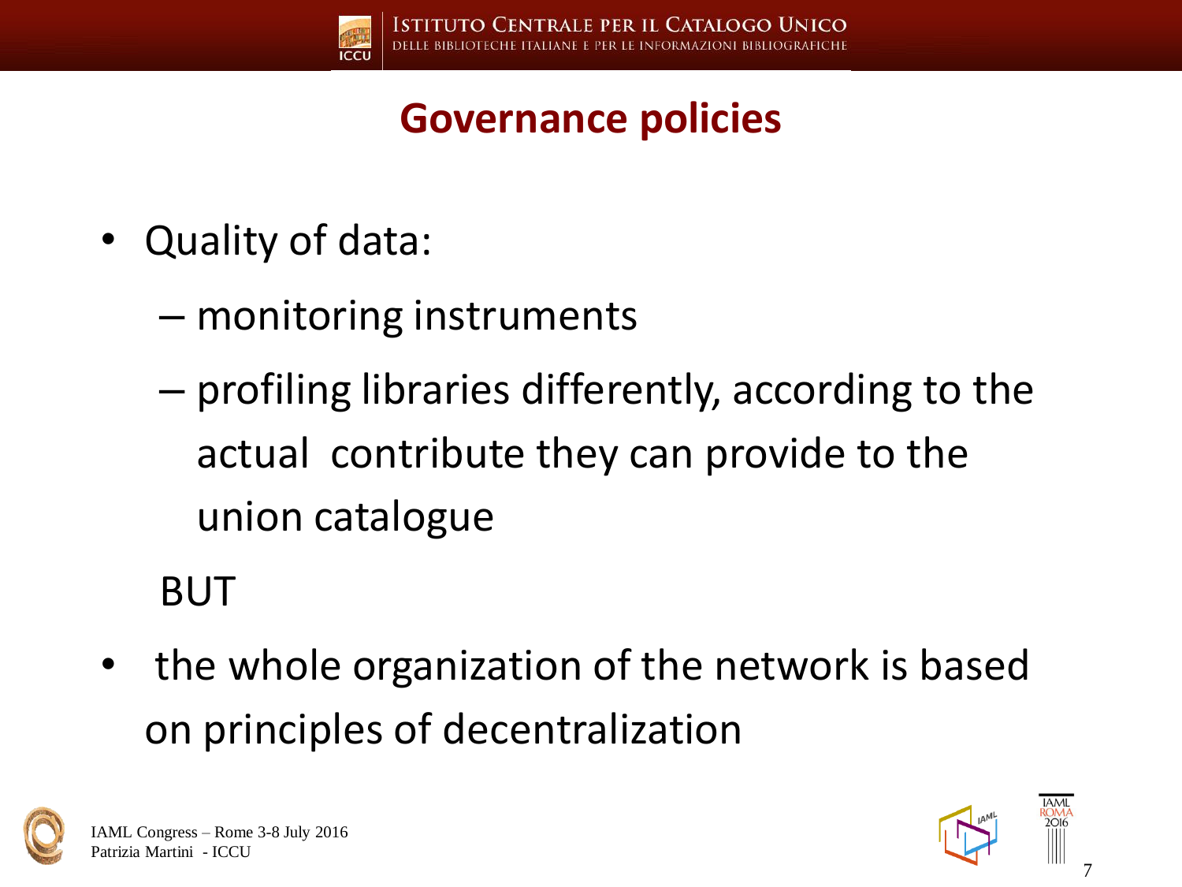# Governance policies

- Quality of data:
  - monitoring instruments
  - profiling libraries differently, according to the actual contribute they can provide to the union catalogue

  BUT

- the whole organization of the network is based on principles of decentralization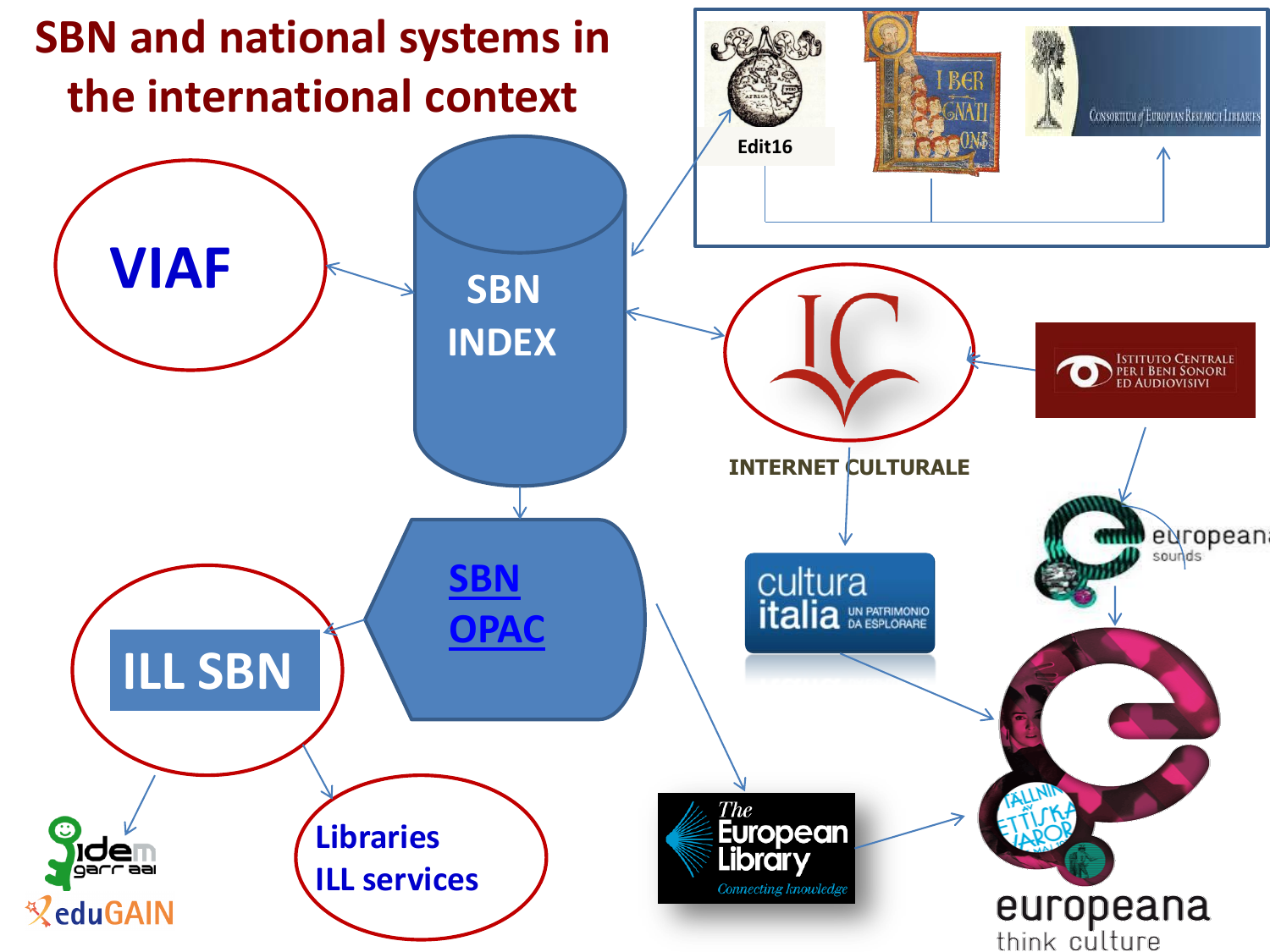# SBN and national systems in the international context

VIAF

SBN INDEX

Edit16

Consortium of European Research Libraries

INTERNET CULTURALE

Istituto Centrale per i Beni Sonori ed Audiovisivi

europeana sounds

cultura italia UN PATRIMONIO DA ESPLORARE

SBN OPAC

ILL SBN

Libraries ILL services

idem garr aai

eduGAIN

The European Library Connecting knowledge

europeana think culture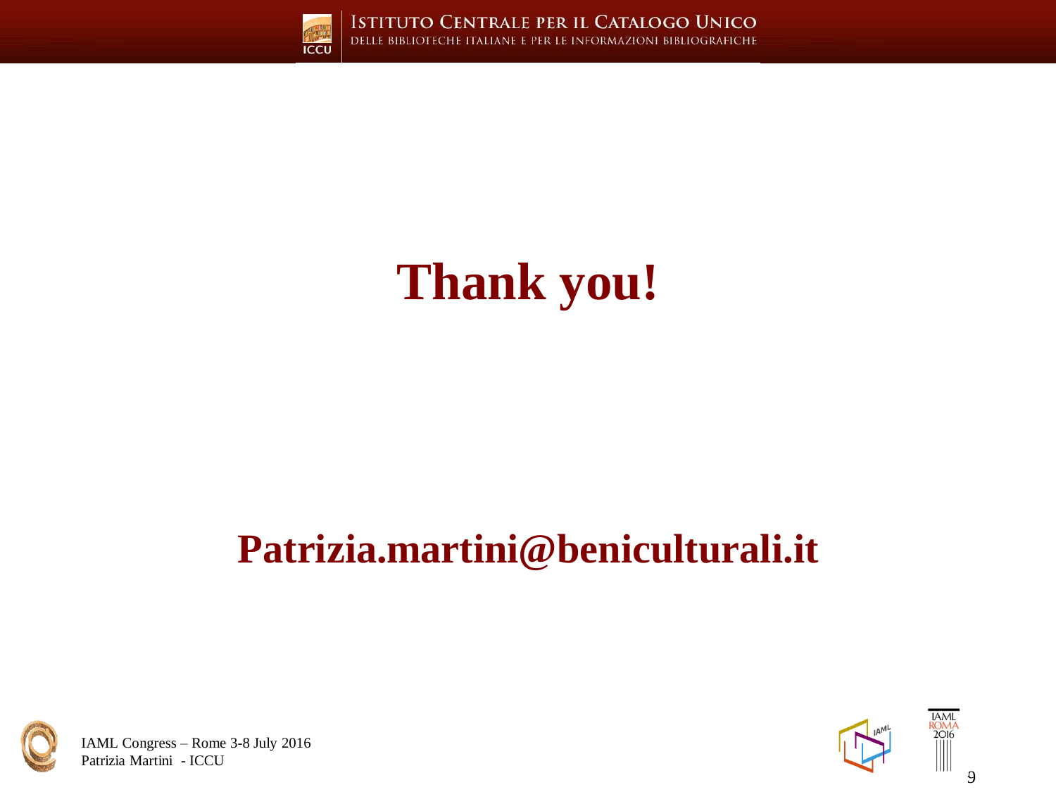# Thank you!

**Patrizia.martini@beniculturali.it**